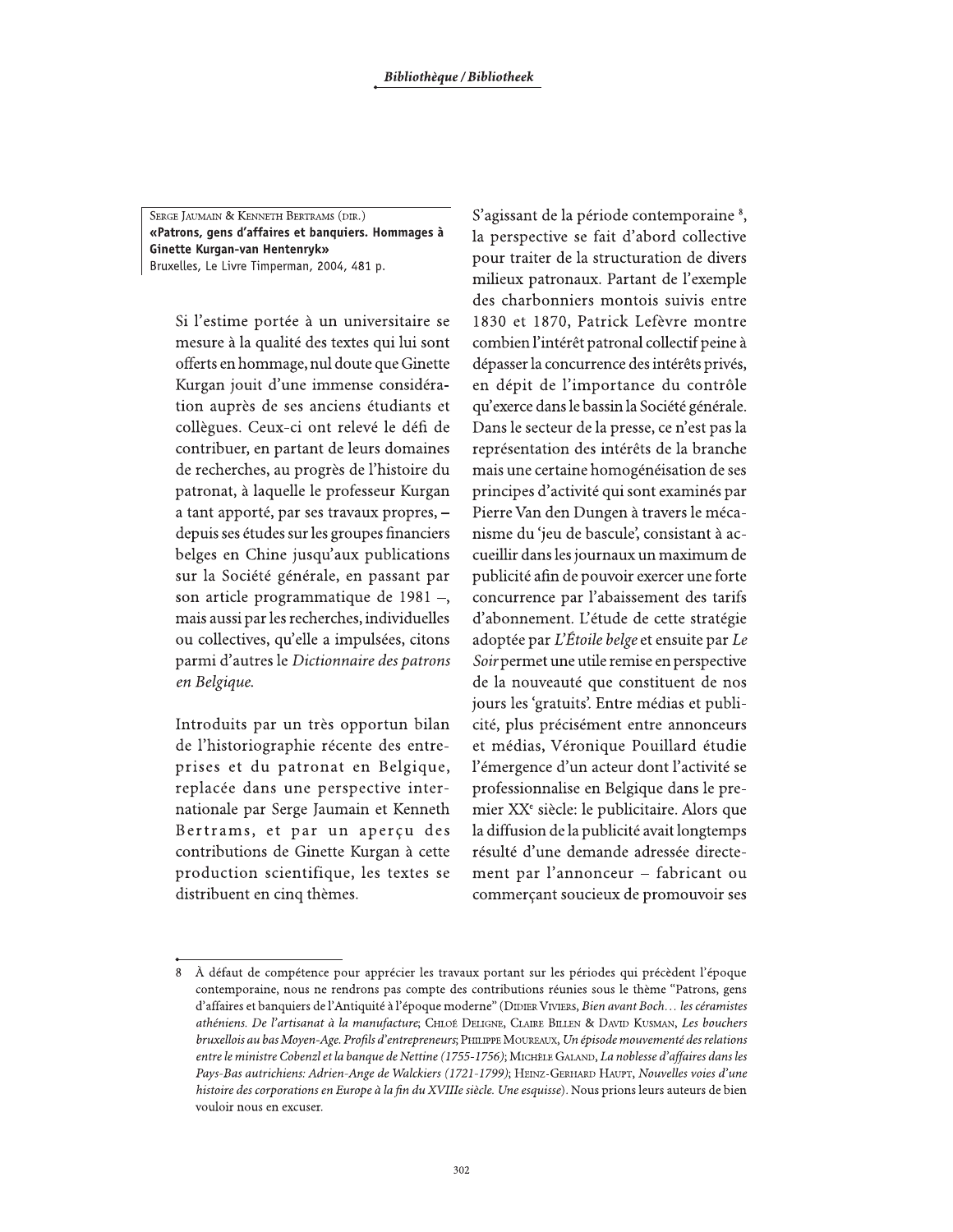SERGE JAUMAIN & KENNETH BERTRAMS (DIR.)
**«Patrons, gens d'affaires et banquiers. Hommages à Ginette Kurgan-van Hentenryk»**
Bruxelles, Le Livre Timperman, 2004, 481 p.

Si l'estime portée à un universitaire se mesure à la qualité des textes qui lui sont offerts en hommage, nul doute que Ginette Kurgan jouit d'une immense considération auprès de ses anciens étudiants et collègues. Ceux-ci ont relevé le défi de contribuer, en partant de leurs domaines de recherches, au progrès de l'histoire du patronat, à laquelle le professeur Kurgan a tant apporté, par ses travaux propres, – depuis ses études sur les groupes financiers belges en Chine jusqu'aux publications sur la Société générale, en passant par son article programmatique de 1981 –, mais aussi par les recherches, individuelles ou collectives, qu'elle a impulsées, citons parmi d'autres le *Dictionnaire des patrons en Belgique*.

Introduits par un très opportun bilan de l'historiographie récente des entreprises et du patronat en Belgique, replacée dans une perspective internationale par Serge Jaumain et Kenneth Bertrams, et par un aperçu des contributions de Ginette Kurgan à cette production scientifique, les textes se distribuent en cinq thèmes.

S'agissant de la période contemporaine [8], la perspective se fait d'abord collective pour traiter de la structuration de divers milieux patronaux. Partant de l'exemple des charbonniers montois suivis entre 1830 et 1870, Patrick Lefèvre montre combien l'intérêt patronal collectif peine à dépasser la concurrence des intérêts privés, en dépit de l'importance du contrôle qu'exerce dans le bassin la Société générale. Dans le secteur de la presse, ce n'est pas la représentation des intérêts de la branche mais une certaine homogénéisation de ses principes d'activité qui sont examinés par Pierre Van den Dungen à travers le mécanisme du 'jeu de bascule', consistant à accueillir dans les journaux un maximum de publicité afin de pouvoir exercer une forte concurrence par l'abaissement des tarifs d'abonnement. L'étude de cette stratégie adoptée par *L'Étoile belge* et ensuite par *Le Soir* permet une utile remise en perspective de la nouveauté que constituent de nos jours les 'gratuits'. Entre médias et publicité, plus précisément entre annonceurs et médias, Véronique Pouillard étudie l'émergence d'un acteur dont l'activité se professionnalise en Belgique dans le premier XX<sup>e</sup> siècle: le publicitaire. Alors que la diffusion de la publicité avait longtemps résulté d'une demande adressée directement par l'annonceur – fabricant ou commerçant soucieux de promouvoir ses

---

8 À défaut de compétence pour apprécier les travaux portant sur les périodes qui précèdent l'époque contemporaine, nous ne rendrons pas compte des contributions réunies sous le thème "Patrons, gens d'affaires et banquiers de l'Antiquité à l'époque moderne" (DIDIER VIVIERS, *Bien avant Boch… les céramistes athéniens. De l'artisanat à la manufacture*; CHLOÉ DELIGNE, CLAIRE BILLEN & DAVID KUSMAN, *Les bouchers bruxellois au bas Moyen-Age. Profils d'entrepreneurs*; PHILIPPE MOUREAUX, *Un épisode mouvementé des relations entre le ministre Cobenzl et la banque de Nettine (1755-1756)*; MICHÈLE GALAND, *La noblesse d'affaires dans les Pays-Bas autrichiens: Adrien-Ange de Walckiers (1721-1799)*; HEINZ-GERHARD HAUPT, *Nouvelles voies d'une histoire des corporations en Europe à la fin du XVIIIe siècle. Une esquisse*). Nous prions leurs auteurs de bien vouloir nous en excuser.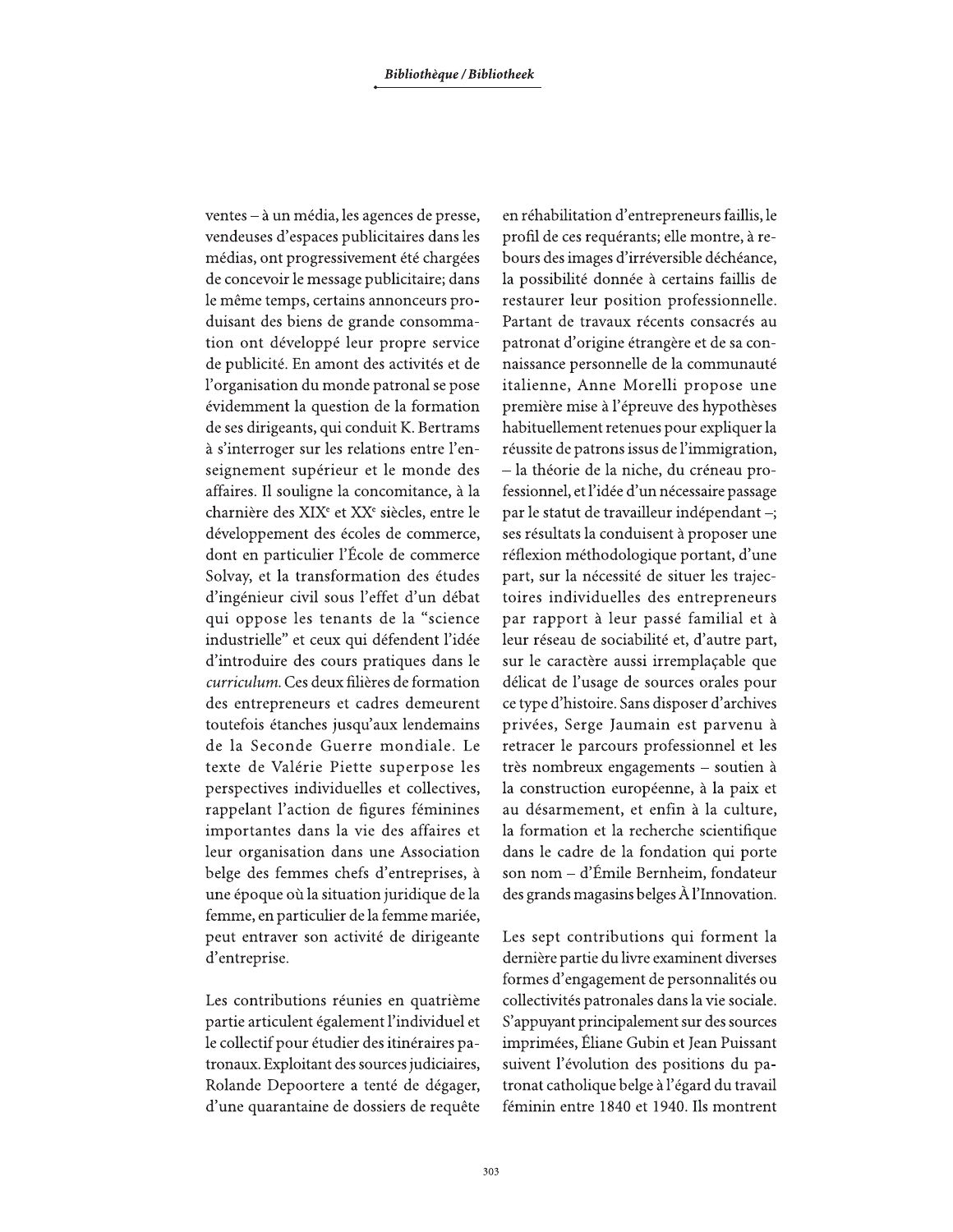ventes – à un média, les agences de presse, vendeuses d'espaces publicitaires dans les médias, ont progressivement été chargées de concevoir le message publicitaire; dans le même temps, certains annonceurs produisant des biens de grande consommation ont développé leur propre service de publicité. En amont des activités et de l'organisation du monde patronal se pose évidemment la question de la formation de ses dirigeants, qui conduit K. Bertrams à s'interroger sur les relations entre l'enseignement supérieur et le monde des affaires. Il souligne la concomitance, à la charnière des XIX[e] et XX[e] siècles, entre le développement des écoles de commerce, dont en particulier l'École de commerce Solvay, et la transformation des études d'ingénieur civil sous l'effet d'un débat qui oppose les tenants de la "science industrielle" et ceux qui défendent l'idée d'introduire des cours pratiques dans le *curriculum*. Ces deux filières de formation des entrepreneurs et cadres demeurent toutefois étanches jusqu'aux lendemains de la Seconde Guerre mondiale. Le texte de Valérie Piette superpose les perspectives individuelles et collectives, rappelant l'action de figures féminines importantes dans la vie des affaires et leur organisation dans une Association belge des femmes chefs d'entreprises, à une époque où la situation juridique de la femme, en particulier de la femme mariée, peut entraver son activité de dirigeante d'entreprise.

Les contributions réunies en quatrième partie articulent également l'individuel et le collectif pour étudier des itinéraires patronaux. Exploitant des sources judiciaires, Rolande Depoortere a tenté de dégager, d'une quarantaine de dossiers de requête en réhabilitation d'entrepreneurs faillis, le profil de ces requérants; elle montre, à rebours des images d'irréversible déchéance, la possibilité donnée à certains faillis de restaurer leur position professionnelle. Partant de travaux récents consacrés au patronat d'origine étrangère et de sa connaissance personnelle de la communauté italienne, Anne Morelli propose une première mise à l'épreuve des hypothèses habituellement retenues pour expliquer la réussite de patrons issus de l'immigration, – la théorie de la niche, du créneau professionnel, et l'idée d'un nécessaire passage par le statut de travailleur indépendant –; ses résultats la conduisent à proposer une réflexion méthodologique portant, d'une part, sur la nécessité de situer les trajectoires individuelles des entrepreneurs par rapport à leur passé familial et à leur réseau de sociabilité et, d'autre part, sur le caractère aussi irremplaçable que délicat de l'usage de sources orales pour ce type d'histoire. Sans disposer d'archives privées, Serge Jaumain est parvenu à retracer le parcours professionnel et les très nombreux engagements – soutien à la construction européenne, à la paix et au désarmement, et enfin à la culture, la formation et la recherche scientifique dans le cadre de la fondation qui porte son nom – d'Émile Bernheim, fondateur des grands magasins belges À l'Innovation.

Les sept contributions qui forment la dernière partie du livre examinent diverses formes d'engagement de personnalités ou collectivités patronales dans la vie sociale. S'appuyant principalement sur des sources imprimées, Éliane Gubin et Jean Puissant suivent l'évolution des positions du patronat catholique belge à l'égard du travail féminin entre 1840 et 1940. Ils montrent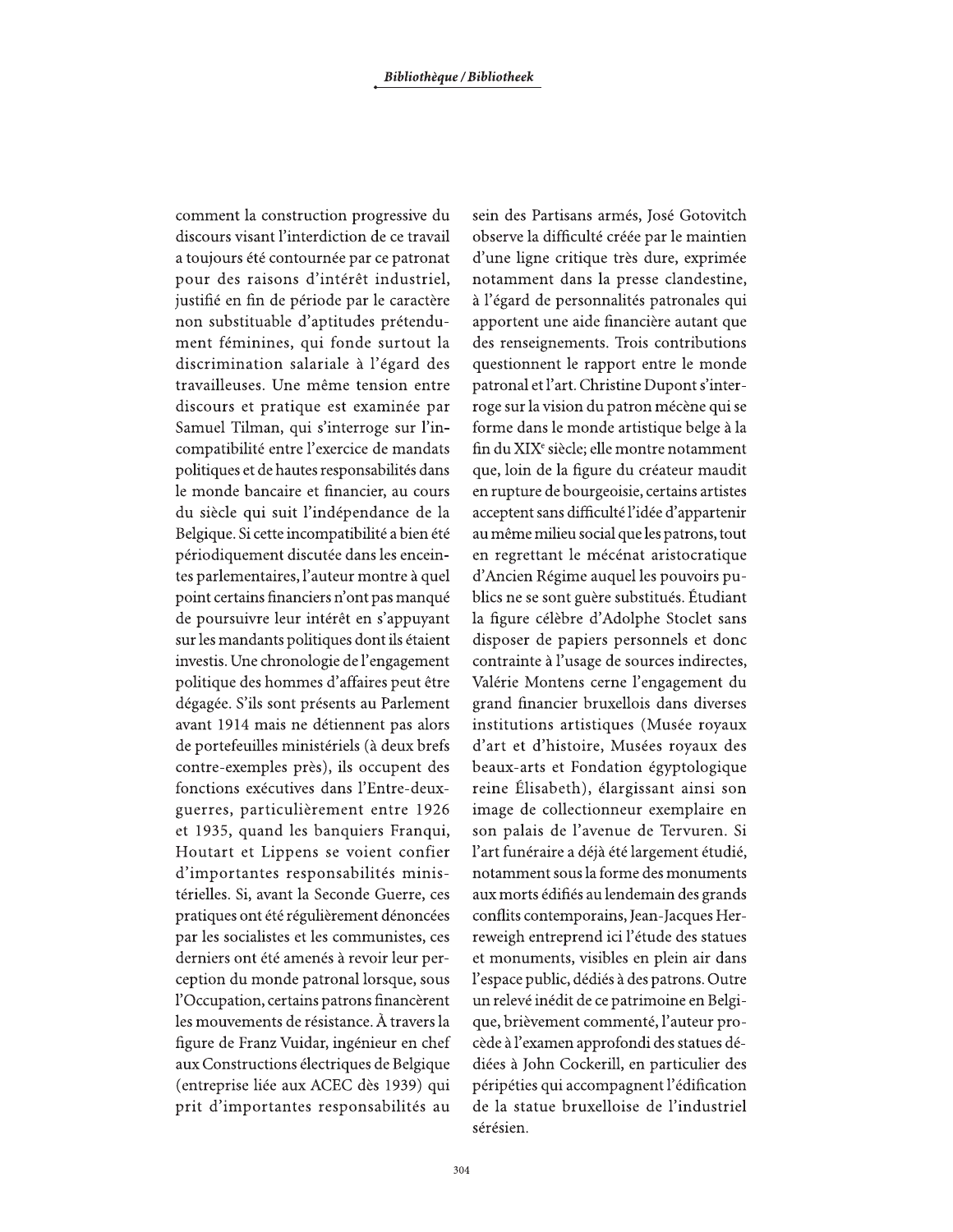comment la construction progressive du discours visant l'interdiction de ce travail a toujours été contournée par ce patronat pour des raisons d'intérêt industriel, justifié en fin de période par le caractère non substituable d'aptitudes prétendument féminines, qui fonde surtout la discrimination salariale à l'égard des travailleuses. Une même tension entre discours et pratique est examinée par Samuel Tilman, qui s'interroge sur l'incompatibilité entre l'exercice de mandats politiques et de hautes responsabilités dans le monde bancaire et financier, au cours du siècle qui suit l'indépendance de la Belgique. Si cette incompatibilité a bien été périodiquement discutée dans les enceintes parlementaires, l'auteur montre à quel point certains financiers n'ont pas manqué de poursuivre leur intérêt en s'appuyant sur les mandants politiques dont ils étaient investis. Une chronologie de l'engagement politique des hommes d'affaires peut être dégagée. S'ils sont présents au Parlement avant 1914 mais ne détiennent pas alors de portefeuilles ministériels (à deux brefs contre-exemples près), ils occupent des fonctions exécutives dans l'Entre-deux-guerres, particulièrement entre 1926 et 1935, quand les banquiers Franqui, Houtart et Lippens se voient confier d'importantes responsabilités ministérielles. Si, avant la Seconde Guerre, ces pratiques ont été régulièrement dénoncées par les socialistes et les communistes, ces derniers ont été amenés à revoir leur perception du monde patronal lorsque, sous l'Occupation, certains patrons financèrent les mouvements de résistance. À travers la figure de Franz Vuidar, ingénieur en chef aux Constructions électriques de Belgique (entreprise liée aux ACEC dès 1939) qui prit d'importantes responsabilités au sein des Partisans armés, José Gotovitch observe la difficulté créée par le maintien d'une ligne critique très dure, exprimée notamment dans la presse clandestine, à l'égard de personnalités patronales qui apportent une aide financière autant que des renseignements. Trois contributions questionnent le rapport entre le monde patronal et l'art. Christine Dupont s'interroge sur la vision du patron mécène qui se forme dans le monde artistique belge à la fin du XIXe siècle; elle montre notamment que, loin de la figure du créateur maudit en rupture de bourgeoisie, certains artistes acceptent sans difficulté l'idée d'appartenir au même milieu social que les patrons, tout en regrettant le mécénat aristocratique d'Ancien Régime auquel les pouvoirs publics ne se sont guère substitués. Étudiant la figure célèbre d'Adolphe Stoclet sans disposer de papiers personnels et donc contrainte à l'usage de sources indirectes, Valérie Montens cerne l'engagement du grand financier bruxellois dans diverses institutions artistiques (Musée royaux d'art et d'histoire, Musées royaux des beaux-arts et Fondation égyptologique reine Élisabeth), élargissant ainsi son image de collectionneur exemplaire en son palais de l'avenue de Tervuren. Si l'art funéraire a déjà été largement étudié, notamment sous la forme des monuments aux morts édifiés au lendemain des grands conflits contemporains, Jean-Jacques Herreweigh entreprend ici l'étude des statues et monuments, visibles en plein air dans l'espace public, dédiés à des patrons. Outre un relevé inédit de ce patrimoine en Belgique, brièvement commenté, l'auteur procède à l'examen approfondi des statues dédiées à John Cockerill, en particulier des péripéties qui accompagnent l'édification de la statue bruxelloise de l'industriel sérésien.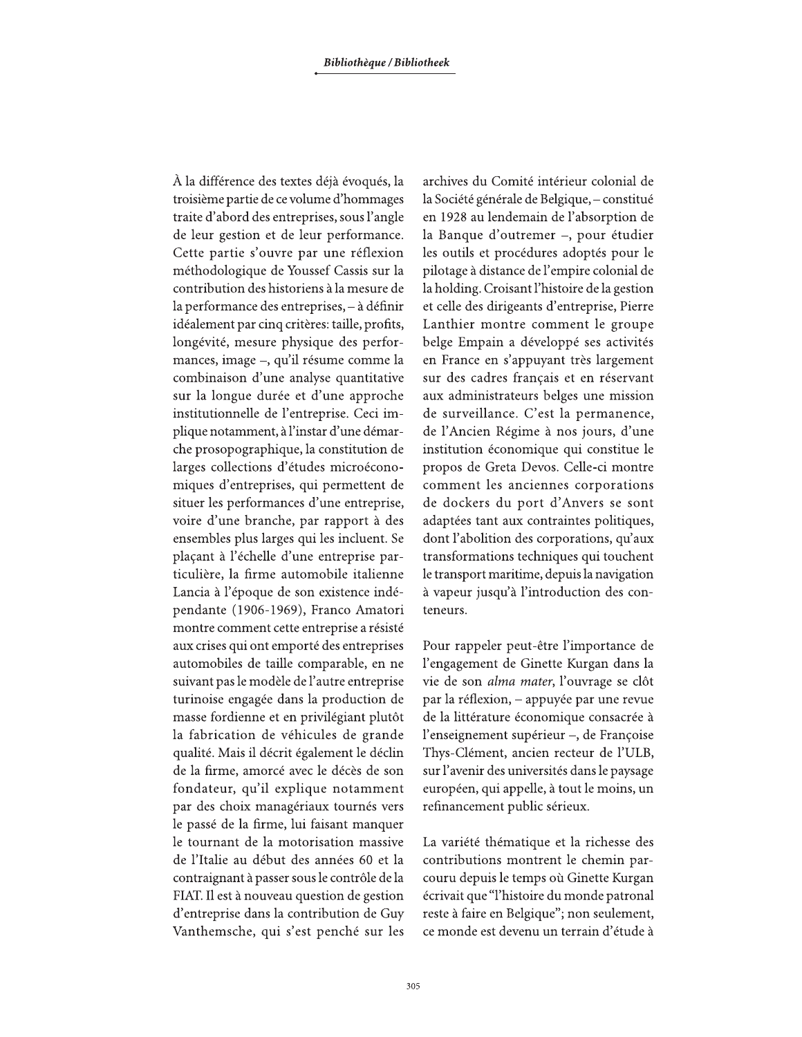À la différence des textes déjà évoqués, la troisième partie de ce volume d'hommages traite d'abord des entreprises, sous l'angle de leur gestion et de leur performance. Cette partie s'ouvre par une réflexion méthodologique de Youssef Cassis sur la contribution des historiens à la mesure de la performance des entreprises, – à définir idéalement par cinq critères: taille, profits, longévité, mesure physique des performances, image –, qu'il résume comme la combinaison d'une analyse quantitative sur la longue durée et d'une approche institutionnelle de l'entreprise. Ceci implique notamment, à l'instar d'une démarche prosopographique, la constitution de larges collections d'études microéconomiques d'entreprises, qui permettent de situer les performances d'une entreprise, voire d'une branche, par rapport à des ensembles plus larges qui les incluent. Se plaçant à l'échelle d'une entreprise particulière, la firme automobile italienne Lancia à l'époque de son existence indépendante (1906-1969), Franco Amatori montre comment cette entreprise a résisté aux crises qui ont emporté des entreprises automobiles de taille comparable, en ne suivant pas le modèle de l'autre entreprise turinoise engagée dans la production de masse fordienne et en privilégiant plutôt la fabrication de véhicules de grande qualité. Mais il décrit également le déclin de la firme, amorcé avec le décès de son fondateur, qu'il explique notamment par des choix managériaux tournés vers le passé de la firme, lui faisant manquer le tournant de la motorisation massive de l'Italie au début des années 60 et la contraignant à passer sous le contrôle de la FIAT. Il est à nouveau question de gestion d'entreprise dans la contribution de Guy Vanthemsche, qui s'est penché sur les archives du Comité intérieur colonial de la Société générale de Belgique, – constitué en 1928 au lendemain de l'absorption de la Banque d'outremer –, pour étudier les outils et procédures adoptés pour le pilotage à distance de l'empire colonial de la holding. Croisant l'histoire de la gestion et celle des dirigeants d'entreprise, Pierre Lanthier montre comment le groupe belge Empain a développé ses activités en France en s'appuyant très largement sur des cadres français et en réservant aux administrateurs belges une mission de surveillance. C'est la permanence, de l'Ancien Régime à nos jours, d'une institution économique qui constitue le propos de Greta Devos. Celle-ci montre comment les anciennes corporations de dockers du port d'Anvers se sont adaptées tant aux contraintes politiques, dont l'abolition des corporations, qu'aux transformations techniques qui touchent le transport maritime, depuis la navigation à vapeur jusqu'à l'introduction des conteneurs.

Pour rappeler peut-être l'importance de l'engagement de Ginette Kurgan dans la vie de son *alma mater*, l'ouvrage se clôt par la réflexion, – appuyée par une revue de la littérature économique consacrée à l'enseignement supérieur –, de Françoise Thys-Clément, ancien recteur de l'ULB, sur l'avenir des universités dans le paysage européen, qui appelle, à tout le moins, un refinancement public sérieux.

La variété thématique et la richesse des contributions montrent le chemin parcouru depuis le temps où Ginette Kurgan écrivait que "l'histoire du monde patronal reste à faire en Belgique"; non seulement, ce monde est devenu un terrain d'étude à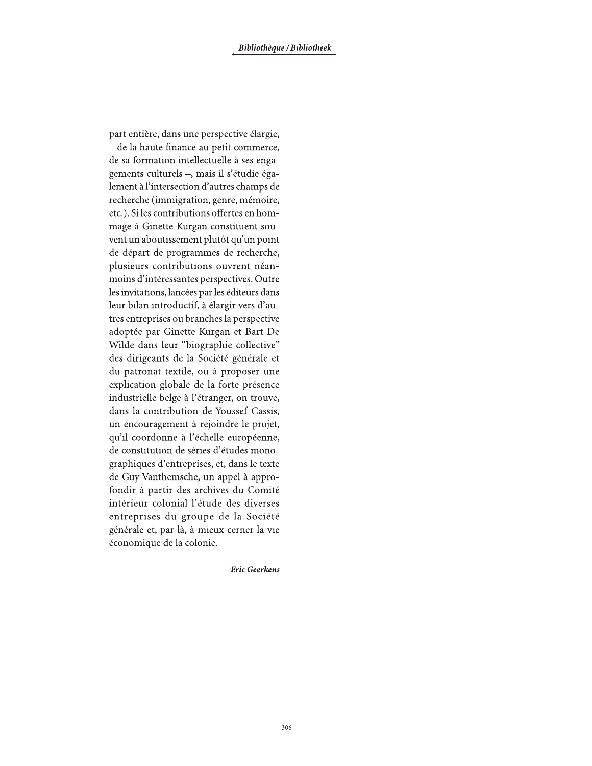part entière, dans une perspective élargie, – de la haute finance au petit commerce, de sa formation intellectuelle à ses engagements culturels –, mais il s'étudie également à l'intersection d'autres champs de recherche (immigration, genre, mémoire, etc.). Si les contributions offertes en hommage à Ginette Kurgan constituent souvent un aboutissement plutôt qu'un point de départ de programmes de recherche, plusieurs contributions ouvrent néanmoins d'intéressantes perspectives. Outre les invitations, lancées par les éditeurs dans leur bilan introductif, à élargir vers d'autres entreprises ou branches la perspective adoptée par Ginette Kurgan et Bart De Wilde dans leur "biographie collective" des dirigeants de la Société générale et du patronat textile, ou à proposer une explication globale de la forte présence industrielle belge à l'étranger, on trouve, dans la contribution de Youssef Cassis, un encouragement à rejoindre le projet, qu'il coordonne à l'échelle européenne, de constitution de séries d'études monographiques d'entreprises, et, dans le texte de Guy Vanthemsche, un appel à approfondir à partir des archives du Comité intérieur colonial l'étude des diverses entreprises du groupe de la Société générale et, par là, à mieux cerner la vie économique de la colonie.

***Eric Geerkens***